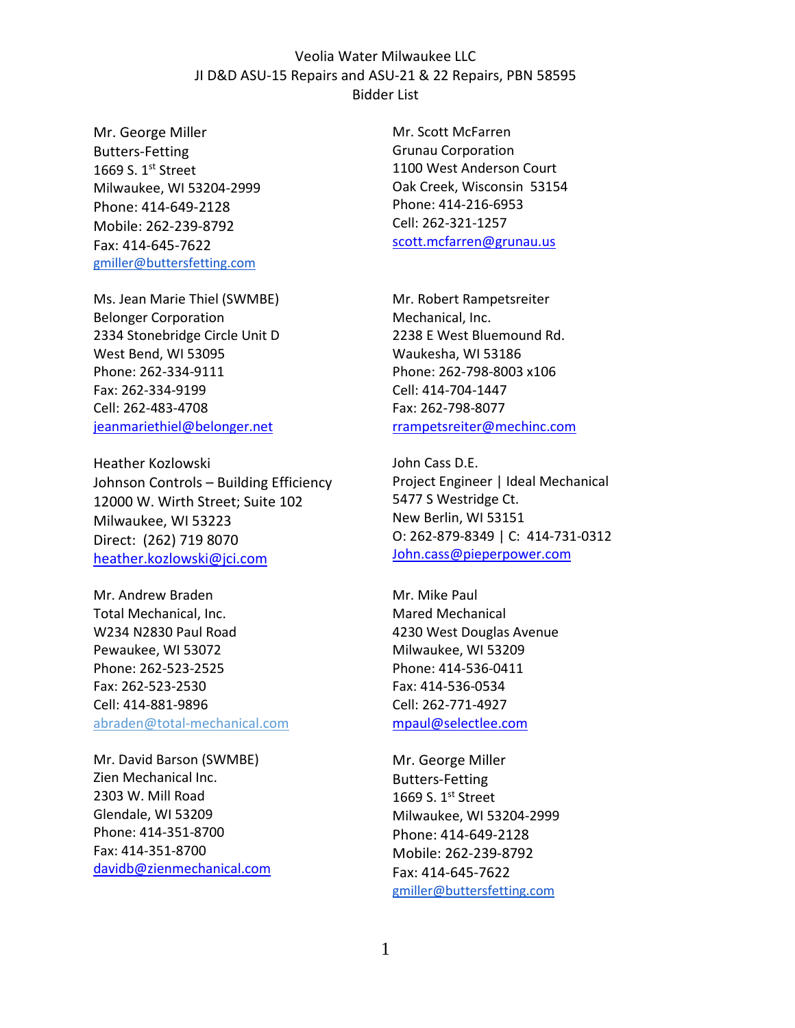Veolia Water Milwaukee LLC
JI D&D ASU-15 Repairs and ASU-21 & 22 Repairs, PBN 58595
Bidder List

Mr. George Miller
Butters-Fetting
1669 S. 1st Street
Milwaukee, WI 53204-2999
Phone: 414-649-2128
Mobile: 262-239-8792
Fax: 414-645-7622
gmiller@buttersfetting.com

Ms. Jean Marie Thiel (SWMBE)
Belonger Corporation
2334 Stonebridge Circle Unit D
West Bend, WI 53095
Phone: 262-334-9111
Fax: 262-334-9199
Cell: 262-483-4708
jeanmariethiel@belonger.net

Heather Kozlowski
Johnson Controls – Building Efficiency
12000 W. Wirth Street; Suite 102
Milwaukee, WI 53223
Direct: (262) 719 8070
heather.kozlowski@jci.com

Mr. Andrew Braden
Total Mechanical, Inc.
W234 N2830 Paul Road
Pewaukee, WI 53072
Phone: 262-523-2525
Fax: 262-523-2530
Cell: 414-881-9896
abraden@total-mechanical.com

Mr. David Barson (SWMBE)
Zien Mechanical Inc.
2303 W. Mill Road
Glendale, WI 53209
Phone: 414-351-8700
Fax: 414-351-8700
davidb@zienmechanical.com

Mr. Scott McFarren
Grunau Corporation
1100 West Anderson Court
Oak Creek, Wisconsin 53154
Phone: 414-216-6953
Cell: 262-321-1257
scott.mcfarren@grunau.us

Mr. Robert Rampetsreiter
Mechanical, Inc.
2238 E West Bluemound Rd.
Waukesha, WI 53186
Phone: 262-798-8003 x106
Cell: 414-704-1447
Fax: 262-798-8077
rrampetsreiter@mechinc.com

John Cass D.E.
Project Engineer | Ideal Mechanical
5477 S Westridge Ct.
New Berlin, WI 53151
O: 262-879-8349 | C: 414-731-0312
John.cass@pieperpower.com

Mr. Mike Paul
Mared Mechanical
4230 West Douglas Avenue
Milwaukee, WI 53209
Phone: 414-536-0411
Fax: 414-536-0534
Cell: 262-771-4927
mpaul@selectlee.com

Mr. George Miller
Butters-Fetting
1669 S. 1st Street
Milwaukee, WI 53204-2999
Phone: 414-649-2128
Mobile: 262-239-8792
Fax: 414-645-7622
gmiller@buttersfetting.com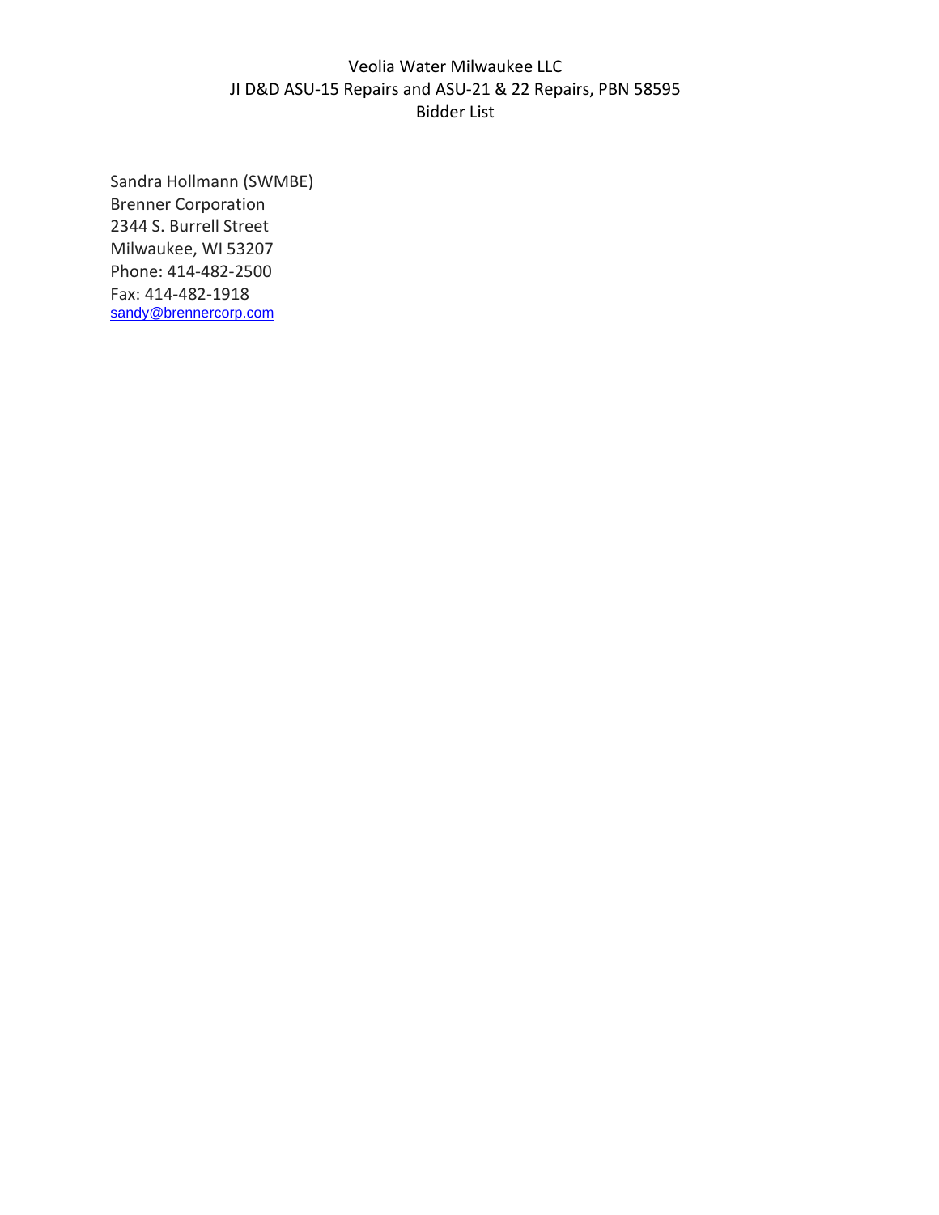Veolia Water Milwaukee LLC
JI D&D ASU-15 Repairs and ASU-21 & 22 Repairs, PBN 58595
Bidder List

Sandra Hollmann (SWMBE)
Brenner Corporation
2344 S. Burrell Street
Milwaukee, WI 53207
Phone: 414-482-2500
Fax: 414-482-1918
sandy@brennercorp.com